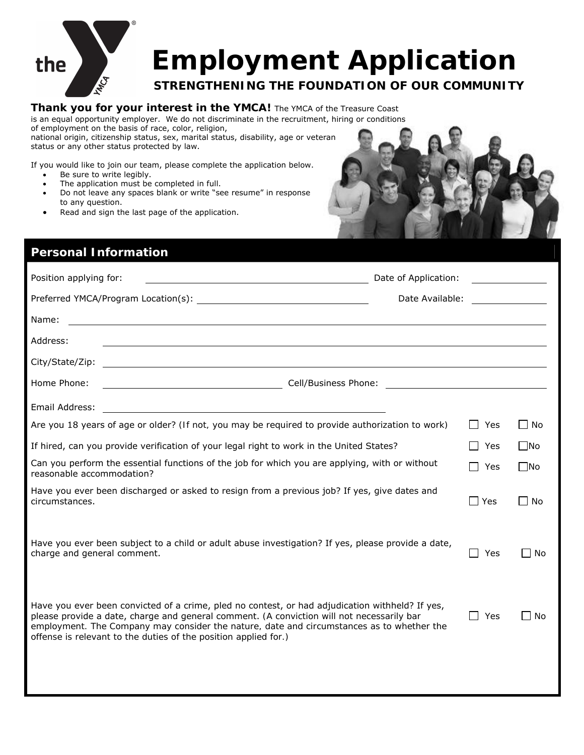# Employment Application

**STRENGTHENING THE FOUNDATION OF OUR COMMUNITY**

**Thank you for your interest in the YMCA!** The YMCA of the Treasure Coast is an equal opportunity employer. We do not discriminate in the recruitment, hiring or conditions of employment on the basis of race, color, religion, national origin, citizenship status, sex, marital status, disability, age or veteran status or any other status protected by law.

If you would like to join our team, please complete the application below.

- Be sure to write legibly.
- The application must be completed in full.
- Do not leave any spaces blank or write "see resume" in response to any question.
- Read and sign the last page of the application.

## Personal Information

Position applying for: ______________________ Date of Application: __________

Preferred YMCA/Program Location(s): ______________________ Date Available: __________

Name: ______________________________________________

Address: ______________________________________________

City/State/Zip: ______________________________________________

Home Phone: ______________________ Cell/Business Phone: ______________________

Email Address: ______________________________________________

Are you 18 years of age or older? (If not, you may be required to provide authorization to work) ☐ Yes ☐ No

If hired, can you provide verification of your legal right to work in the United States? ☐ Yes ☐ No

Can you perform the essential functions of the job for which you are applying, with or without reasonable accommodation? ☐ Yes ☐ No

Have you ever been discharged or asked to resign from a previous job? If yes, give dates and circumstances. ☐ Yes ☐ No

Have you ever been subject to a child or adult abuse investigation? If yes, please provide a date, charge and general comment. ☐ Yes ☐ No

Have you ever been convicted of a crime, pled no contest, or had adjudication withheld? If yes, please provide a date, charge and general comment. (A conviction will not necessarily bar employment. The Company may consider the nature, date and circumstances as to whether the offense is relevant to the duties of the position applied for.) ☐ Yes ☐ No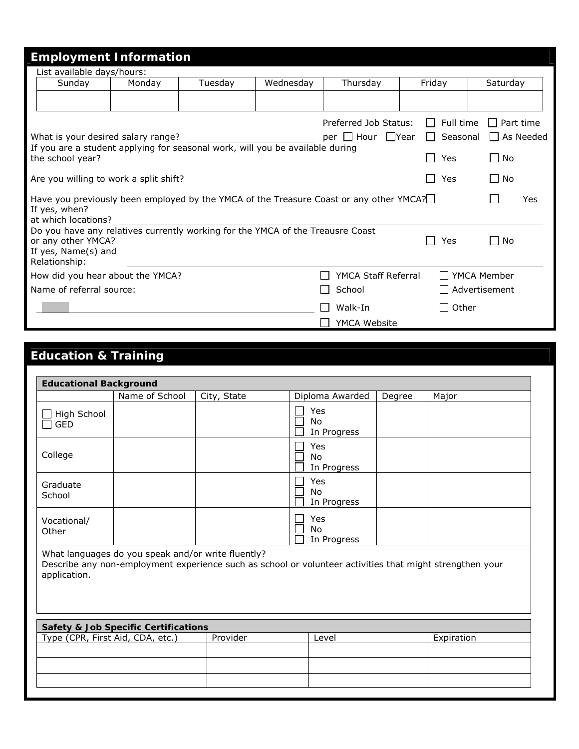## Employment Information

List available days/hours:

| Sunday | Monday | Tuesday | Wednesday | Thursday | Friday | Saturday |
| --- | --- | --- | --- | --- | --- | --- |
| | | | | | | |

Preferred Job Status: ☐ Full time ☐ Part time ☐ Seasonal ☐ As Needed

What is your desired salary range? ____________________ per ☐ Hour ☐ Year

If you are a student applying for seasonal work, will you be available during the school year? ☐ Yes ☐ No

Are you willing to work a split shift? ☐ Yes ☐ No

Have you previously been employed by the YMCA of the Treasure Coast or any other YMCA? ☐ ☐ Yes

If yes, when?

at which locations? ____________________

Do you have any relatives currently working for the YMCA of the Treausre Coast or any other YMCA? ☐ Yes ☐ No

If yes, Name(s) and Relationship: ____________________

How did you hear about the YMCA? ☐ YMCA Staff Referral ☐ YMCA Member ☐ School ☐ Advertisement ☐ Walk-In ☐ Other ☐ YMCA Website

Name of referral source: ____________________

## Education & Training

| Educational Background | | | | | |
| --- | --- | --- | --- | --- | --- |
| | Name of School | City, State | Diploma Awarded | Degree | Major |
| ☐ High School ☐ GED | | | ☐ Yes ☐ No ☐ In Progress | | |
| College | | | ☐ Yes ☐ No ☐ In Progress | | |
| Graduate School | | | ☐ Yes ☐ No ☐ In Progress | | |
| Vocational/ Other | | | ☐ Yes ☐ No ☐ In Progress | | |

What languages do you speak and/or write fluently? ____________________

Describe any non-employment experience such as school or volunteer activities that might strengthen your application.

| Safety & Job Specific Certifications | | | |
| --- | --- | --- | --- |
| Type (CPR, First Aid, CDA, etc.) | Provider | Level | Expiration |
| | | | |
| | | | |
| | | | |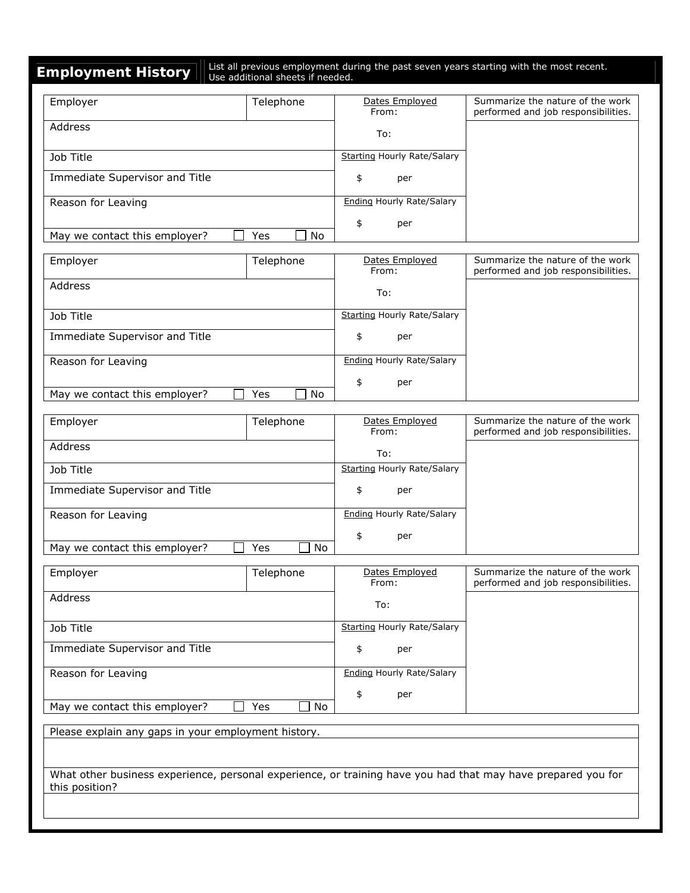## Employment History

List all previous employment during the past seven years starting with the most recent. Use additional sheets if needed.

| Employer | Telephone | Dates Employed<br>From:<br>To: | Summarize the nature of the work performed and job responsibilities. |
|---|---|---|---|
| Address | | | |
| Job Title | | Starting Hourly Rate/Salary | |
| Immediate Supervisor and Title | | $ per | |
| Reason for Leaving | | Ending Hourly Rate/Salary<br>$ per | |
| May we contact this employer? ☐ Yes ☐ No | | | |

| Employer | Telephone | Dates Employed<br>From:<br>To: | Summarize the nature of the work performed and job responsibilities. |
|---|---|---|---|
| Address | | | |
| Job Title | | Starting Hourly Rate/Salary | |
| Immediate Supervisor and Title | | $ per | |
| Reason for Leaving | | Ending Hourly Rate/Salary<br>$ per | |
| May we contact this employer? ☐ Yes ☐ No | | | |

| Employer | Telephone | Dates Employed<br>From:<br>To: | Summarize the nature of the work performed and job responsibilities. |
|---|---|---|---|
| Address | | | |
| Job Title | | Starting Hourly Rate/Salary | |
| Immediate Supervisor and Title | | $ per | |
| Reason for Leaving | | Ending Hourly Rate/Salary<br>$ per | |
| May we contact this employer? ☐ Yes ☐ No | | | |

| Employer | Telephone | Dates Employed<br>From:<br>To: | Summarize the nature of the work performed and job responsibilities. |
|---|---|---|---|
| Address | | | |
| Job Title | | Starting Hourly Rate/Salary | |
| Immediate Supervisor and Title | | $ per | |
| Reason for Leaving | | Ending Hourly Rate/Salary<br>$ per | |
| May we contact this employer? ☐ Yes ☐ No | | | |

| Please explain any gaps in your employment history. |
|---|
| |
| What other business experience, personal experience, or training have you had that may have prepared you for this position? |
| |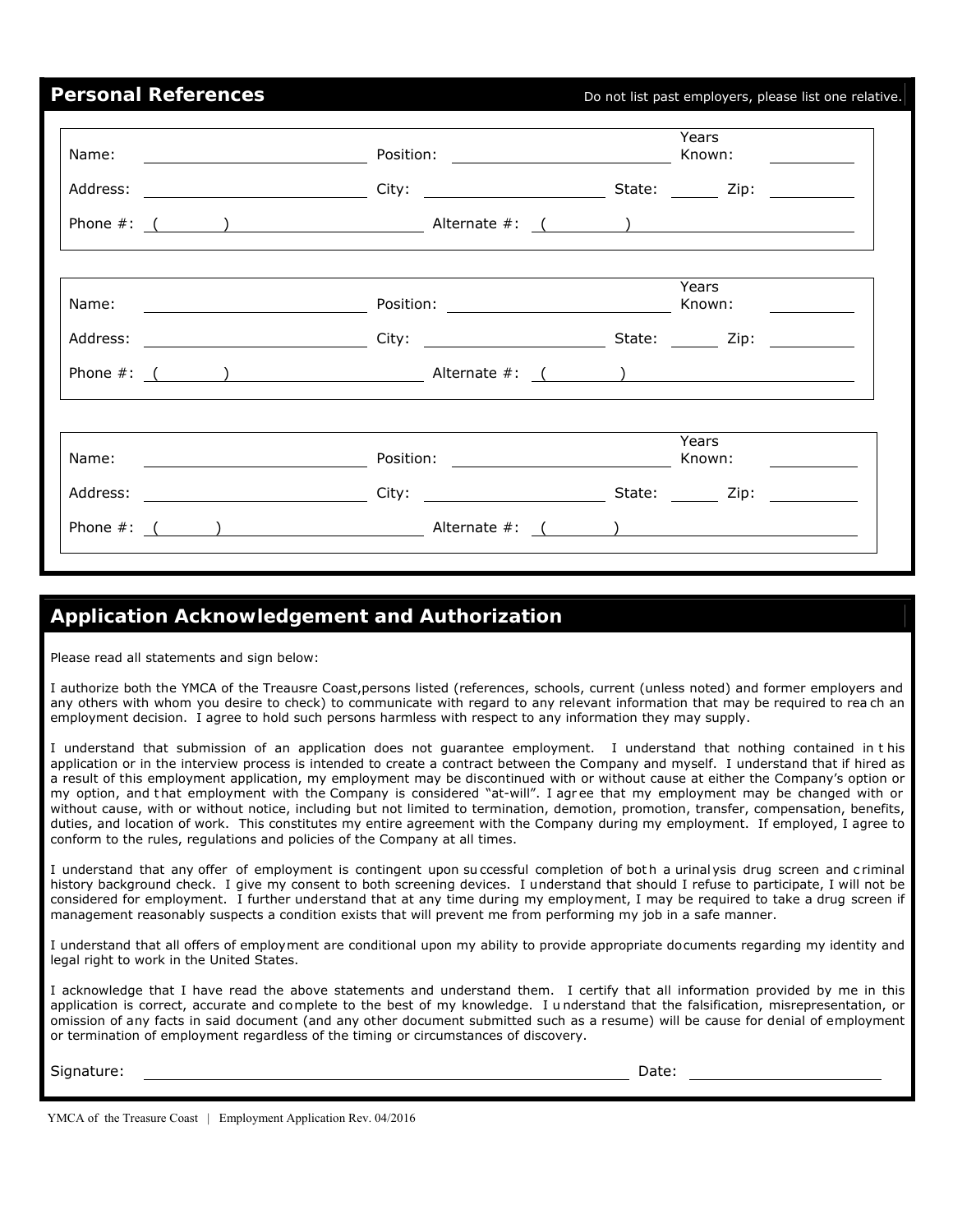## Personal References

Do not list past employers, please list one relative.

Name: ______________________ Position: ______________________ Years Known: __________

Address: ______________________ City: ____________________ State: ______ Zip: __________

Phone #: (        ) ______________________ Alternate #: (        ) ______________________

Name: ______________________ Position: ______________________ Years Known: __________

Address: ______________________ City: ____________________ State: ______ Zip: __________

Phone #: (        ) ______________________ Alternate #: (        ) ______________________

Name: ______________________ Position: ______________________ Years Known: __________

Address: ______________________ City: ____________________ State: ______ Zip: __________

Phone #: (        ) ______________________ Alternate #: (        ) ______________________

## Application Acknowledgement and Authorization

Please read all statements and sign below:

I authorize both the YMCA of the Treausre Coast,persons listed (references, schools, current (unless noted) and former employers and any others with whom you desire to check) to communicate with regard to any relevant information that may be required to reach an employment decision. I agree to hold such persons harmless with respect to any information they may supply.

I understand that submission of an application does not guarantee employment. I understand that nothing contained in this application or in the interview process is intended to create a contract between the Company and myself. I understand that if hired as a result of this employment application, my employment may be discontinued with or without cause at either the Company's option or my option, and that employment with the Company is considered "at-will". I agree that my employment may be changed with or without cause, with or without notice, including but not limited to termination, demotion, promotion, transfer, compensation, benefits, duties, and location of work. This constitutes my entire agreement with the Company during my employment. If employed, I agree to conform to the rules, regulations and policies of the Company at all times.

I understand that any offer of employment is contingent upon successful completion of both a urinalysis drug screen and criminal history background check. I give my consent to both screening devices. I understand that should I refuse to participate, I will not be considered for employment. I further understand that at any time during my employment, I may be required to take a drug screen if management reasonably suspects a condition exists that will prevent me from performing my job in a safe manner.

I understand that all offers of employment are conditional upon my ability to provide appropriate documents regarding my identity and legal right to work in the United States.

I acknowledge that I have read the above statements and understand them. I certify that all information provided by me in this application is correct, accurate and complete to the best of my knowledge. I understand that the falsification, misrepresentation, or omission of any facts in said document (and any other document submitted such as a resume) will be cause for denial of employment or termination of employment regardless of the timing or circumstances of discovery.

Signature: ________________________________________ Date: ____________________

YMCA of the Treasure Coast | Employment Application Rev. 04/2016